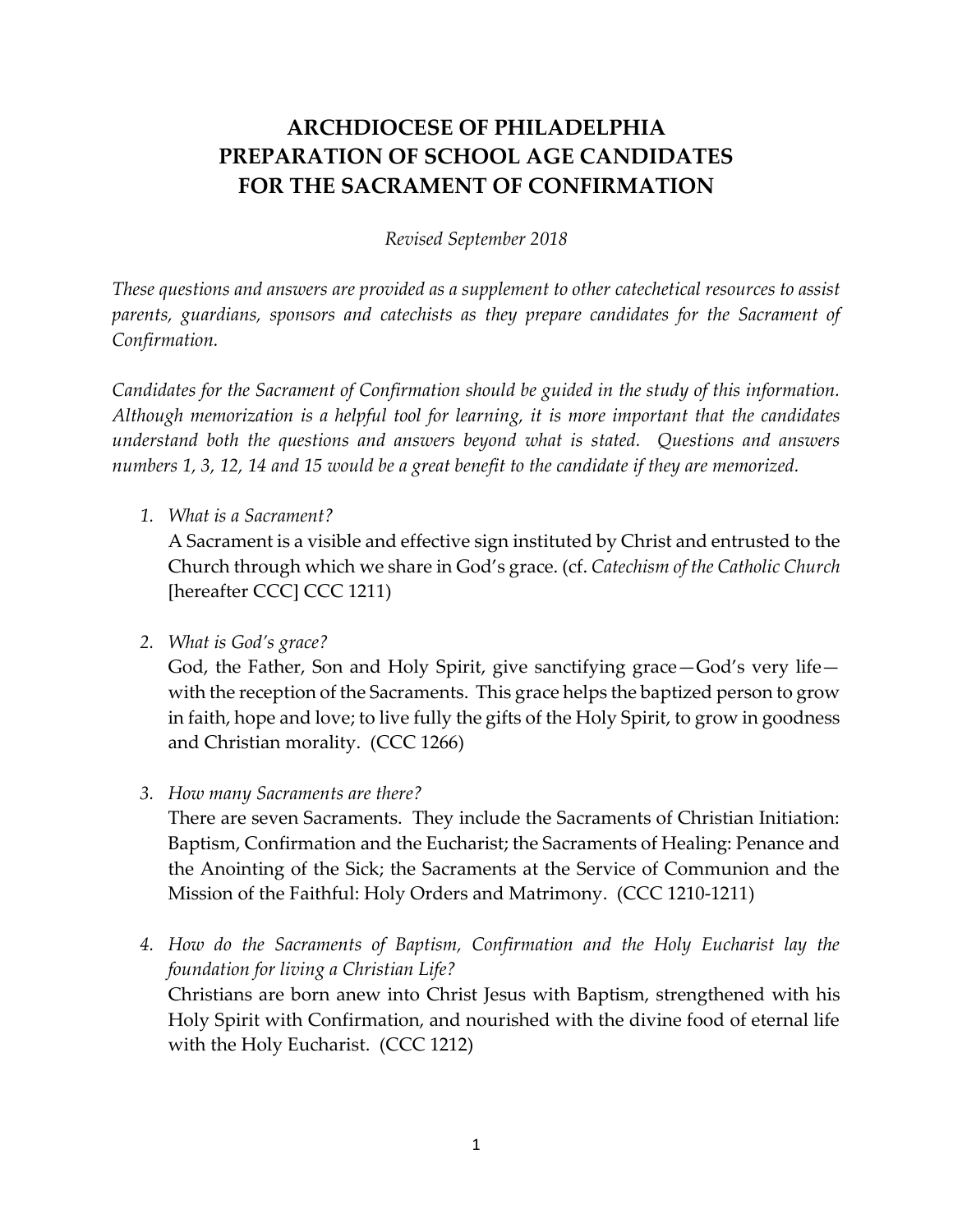# ARCHDIOCESE OF PHILADELPHIA
# PREPARATION OF SCHOOL AGE CANDIDATES
# FOR THE SACRAMENT OF CONFIRMATION

*Revised September 2018*

*These questions and answers are provided as a supplement to other catechetical resources to assist parents, guardians, sponsors and catechists as they prepare candidates for the Sacrament of Confirmation.*

*Candidates for the Sacrament of Confirmation should be guided in the study of this information. Although memorization is a helpful tool for learning, it is more important that the candidates understand both the questions and answers beyond what is stated. Questions and answers numbers 1, 3, 12, 14 and 15 would be a great benefit to the candidate if they are memorized.*

1. *What is a Sacrament?*
   A Sacrament is a visible and effective sign instituted by Christ and entrusted to the Church through which we share in God's grace. (cf. *Catechism of the Catholic Church* [hereafter CCC] CCC 1211)

2. *What is God's grace?*
   God, the Father, Son and Holy Spirit, give sanctifying grace—God's very life—with the reception of the Sacraments. This grace helps the baptized person to grow in faith, hope and love; to live fully the gifts of the Holy Spirit, to grow in goodness and Christian morality. (CCC 1266)

3. *How many Sacraments are there?*
   There are seven Sacraments. They include the Sacraments of Christian Initiation: Baptism, Confirmation and the Eucharist; the Sacraments of Healing: Penance and the Anointing of the Sick; the Sacraments at the Service of Communion and the Mission of the Faithful: Holy Orders and Matrimony. (CCC 1210-1211)

4. *How do the Sacraments of Baptism, Confirmation and the Holy Eucharist lay the foundation for living a Christian Life?*
   Christians are born anew into Christ Jesus with Baptism, strengthened with his Holy Spirit with Confirmation, and nourished with the divine food of eternal life with the Holy Eucharist. (CCC 1212)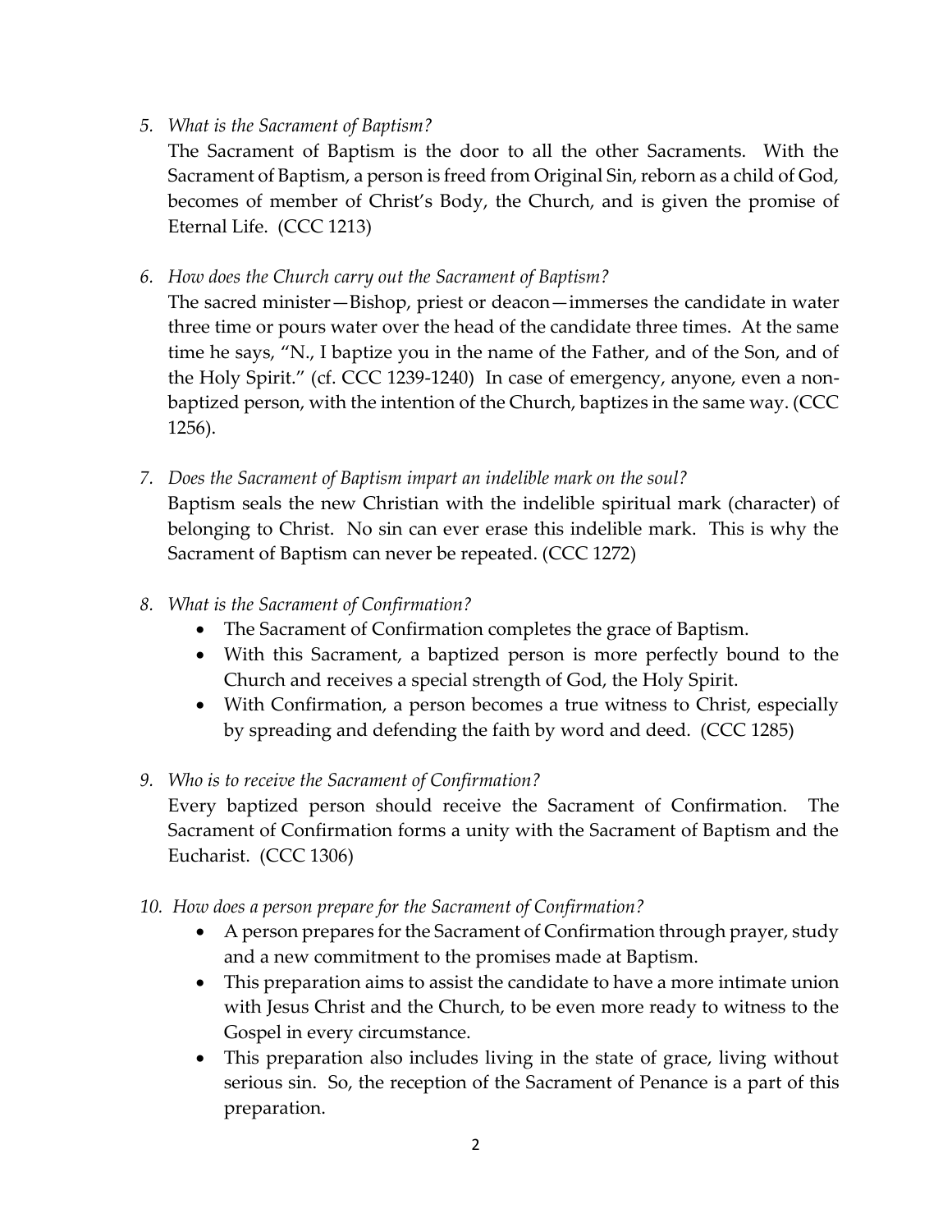5. *What is the Sacrament of Baptism?*
   The Sacrament of Baptism is the door to all the other Sacraments. With the Sacrament of Baptism, a person is freed from Original Sin, reborn as a child of God, becomes of member of Christ's Body, the Church, and is given the promise of Eternal Life. (CCC 1213)

6. *How does the Church carry out the Sacrament of Baptism?*
   The sacred minister—Bishop, priest or deacon—immerses the candidate in water three time or pours water over the head of the candidate three times. At the same time he says, "N., I baptize you in the name of the Father, and of the Son, and of the Holy Spirit." (cf. CCC 1239-1240) In case of emergency, anyone, even a non-baptized person, with the intention of the Church, baptizes in the same way. (CCC 1256).

7. *Does the Sacrament of Baptism impart an indelible mark on the soul?*
   Baptism seals the new Christian with the indelible spiritual mark (character) of belonging to Christ. No sin can ever erase this indelible mark. This is why the Sacrament of Baptism can never be repeated. (CCC 1272)

8. *What is the Sacrament of Confirmation?*
   - The Sacrament of Confirmation completes the grace of Baptism.
   - With this Sacrament, a baptized person is more perfectly bound to the Church and receives a special strength of God, the Holy Spirit.
   - With Confirmation, a person becomes a true witness to Christ, especially by spreading and defending the faith by word and deed. (CCC 1285)

9. *Who is to receive the Sacrament of Confirmation?*
   Every baptized person should receive the Sacrament of Confirmation. The Sacrament of Confirmation forms a unity with the Sacrament of Baptism and the Eucharist. (CCC 1306)

10. *How does a person prepare for the Sacrament of Confirmation?*
    - A person prepares for the Sacrament of Confirmation through prayer, study and a new commitment to the promises made at Baptism.
    - This preparation aims to assist the candidate to have a more intimate union with Jesus Christ and the Church, to be even more ready to witness to the Gospel in every circumstance.
    - This preparation also includes living in the state of grace, living without serious sin. So, the reception of the Sacrament of Penance is a part of this preparation.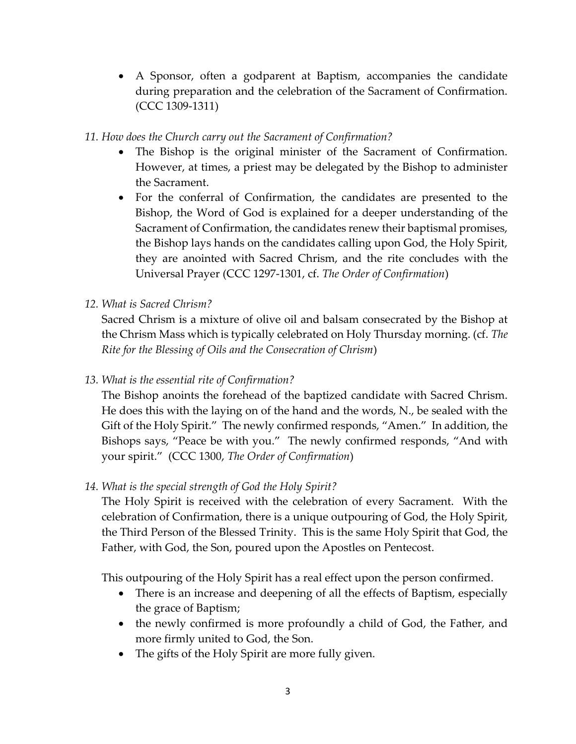- A Sponsor, often a godparent at Baptism, accompanies the candidate during preparation and the celebration of the Sacrament of Confirmation. (CCC 1309-1311)

*11. How does the Church carry out the Sacrament of Confirmation?*

- The Bishop is the original minister of the Sacrament of Confirmation. However, at times, a priest may be delegated by the Bishop to administer the Sacrament.
- For the conferral of Confirmation, the candidates are presented to the Bishop, the Word of God is explained for a deeper understanding of the Sacrament of Confirmation, the candidates renew their baptismal promises, the Bishop lays hands on the candidates calling upon God, the Holy Spirit, they are anointed with Sacred Chrism, and the rite concludes with the Universal Prayer (CCC 1297-1301, cf. *The Order of Confirmation*)

*12. What is Sacred Chrism?*

Sacred Chrism is a mixture of olive oil and balsam consecrated by the Bishop at the Chrism Mass which is typically celebrated on Holy Thursday morning. (cf. *The Rite for the Blessing of Oils and the Consecration of Chrism*)

*13. What is the essential rite of Confirmation?*

The Bishop anoints the forehead of the baptized candidate with Sacred Chrism. He does this with the laying on of the hand and the words, N., be sealed with the Gift of the Holy Spirit." The newly confirmed responds, "Amen." In addition, the Bishops says, "Peace be with you." The newly confirmed responds, "And with your spirit." (CCC 1300, *The Order of Confirmation*)

*14. What is the special strength of God the Holy Spirit?*

The Holy Spirit is received with the celebration of every Sacrament. With the celebration of Confirmation, there is a unique outpouring of God, the Holy Spirit, the Third Person of the Blessed Trinity. This is the same Holy Spirit that God, the Father, with God, the Son, poured upon the Apostles on Pentecost.

This outpouring of the Holy Spirit has a real effect upon the person confirmed.

- There is an increase and deepening of all the effects of Baptism, especially the grace of Baptism;
- the newly confirmed is more profoundly a child of God, the Father, and more firmly united to God, the Son.
- The gifts of the Holy Spirit are more fully given.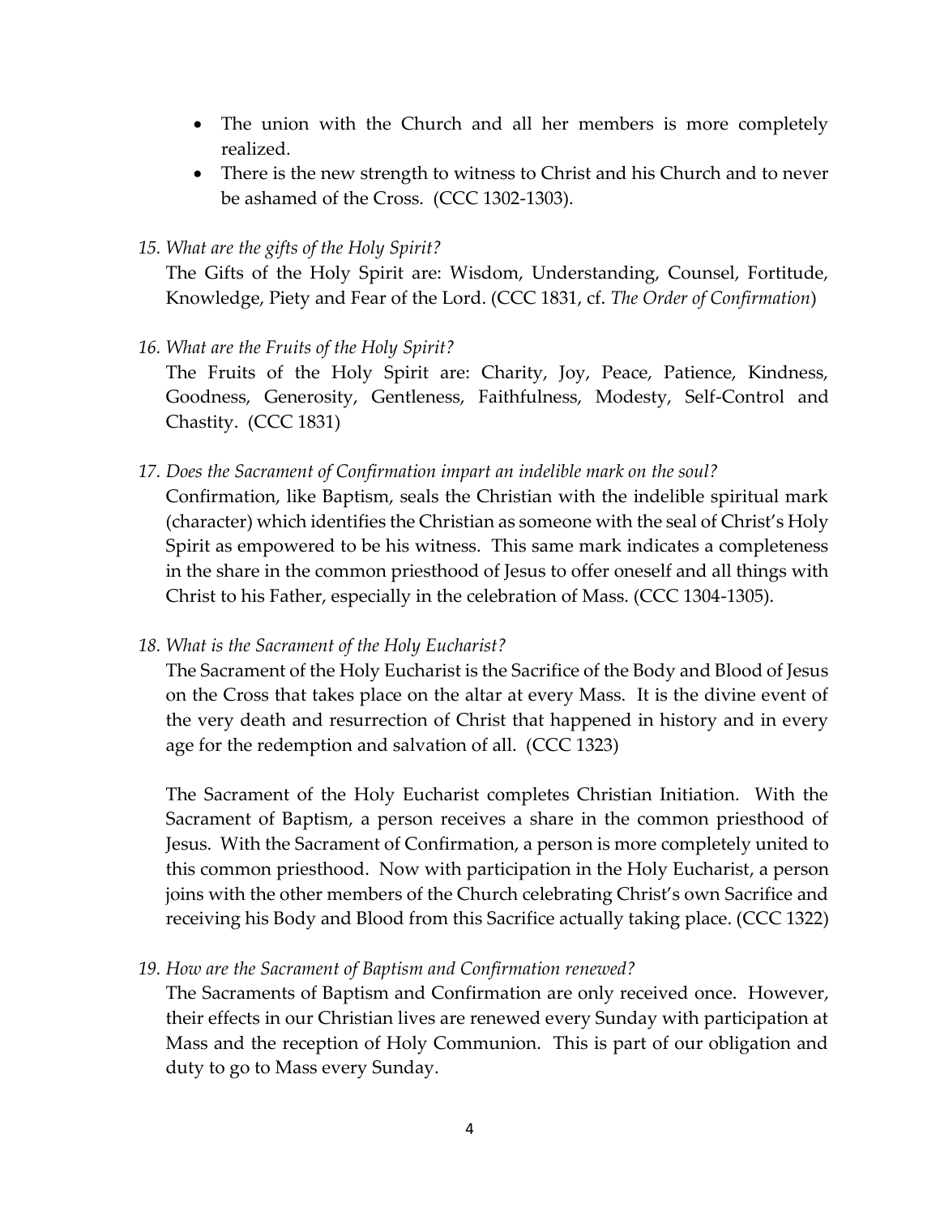- The union with the Church and all her members is more completely realized.
- There is the new strength to witness to Christ and his Church and to never be ashamed of the Cross. (CCC 1302-1303).

*15. What are the gifts of the Holy Spirit?*

The Gifts of the Holy Spirit are: Wisdom, Understanding, Counsel, Fortitude, Knowledge, Piety and Fear of the Lord. (CCC 1831, cf. *The Order of Confirmation*)

*16. What are the Fruits of the Holy Spirit?*

The Fruits of the Holy Spirit are: Charity, Joy, Peace, Patience, Kindness, Goodness, Generosity, Gentleness, Faithfulness, Modesty, Self-Control and Chastity. (CCC 1831)

*17. Does the Sacrament of Confirmation impart an indelible mark on the soul?*

Confirmation, like Baptism, seals the Christian with the indelible spiritual mark (character) which identifies the Christian as someone with the seal of Christ's Holy Spirit as empowered to be his witness. This same mark indicates a completeness in the share in the common priesthood of Jesus to offer oneself and all things with Christ to his Father, especially in the celebration of Mass. (CCC 1304-1305).

*18. What is the Sacrament of the Holy Eucharist?*

The Sacrament of the Holy Eucharist is the Sacrifice of the Body and Blood of Jesus on the Cross that takes place on the altar at every Mass. It is the divine event of the very death and resurrection of Christ that happened in history and in every age for the redemption and salvation of all. (CCC 1323)

The Sacrament of the Holy Eucharist completes Christian Initiation. With the Sacrament of Baptism, a person receives a share in the common priesthood of Jesus. With the Sacrament of Confirmation, a person is more completely united to this common priesthood. Now with participation in the Holy Eucharist, a person joins with the other members of the Church celebrating Christ's own Sacrifice and receiving his Body and Blood from this Sacrifice actually taking place. (CCC 1322)

*19. How are the Sacrament of Baptism and Confirmation renewed?*

The Sacraments of Baptism and Confirmation are only received once. However, their effects in our Christian lives are renewed every Sunday with participation at Mass and the reception of Holy Communion. This is part of our obligation and duty to go to Mass every Sunday.